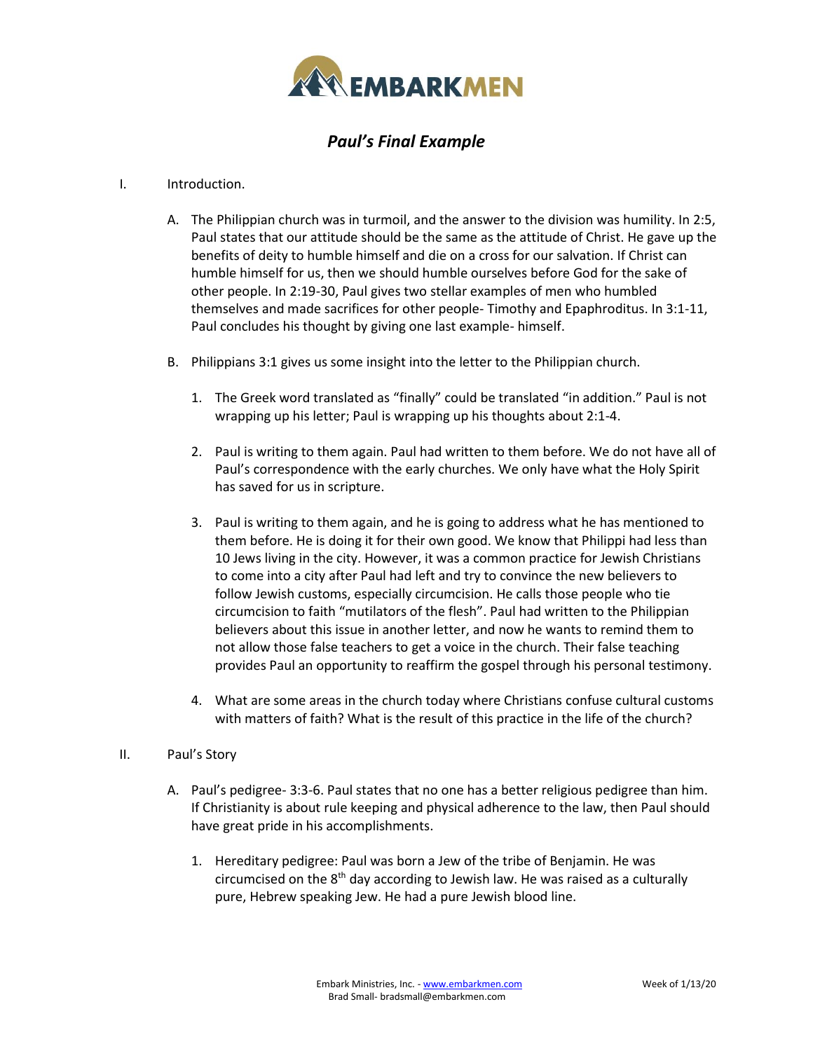# Paul's Final Example

I. Introduction.

A. The Philippian church was in turmoil, and the answer to the division was humility. In 2:5, Paul states that our attitude should be the same as the attitude of Christ. He gave up the benefits of deity to humble himself and die on a cross for our salvation. If Christ can humble himself for us, then we should humble ourselves before God for the sake of other people. In 2:19-30, Paul gives two stellar examples of men who humbled themselves and made sacrifices for other people- Timothy and Epaphroditus. In 3:1-11, Paul concludes his thought by giving one last example- himself.

B. Philippians 3:1 gives us some insight into the letter to the Philippian church.

1. The Greek word translated as "finally" could be translated "in addition." Paul is not wrapping up his letter; Paul is wrapping up his thoughts about 2:1-4.

2. Paul is writing to them again. Paul had written to them before. We do not have all of Paul's correspondence with the early churches. We only have what the Holy Spirit has saved for us in scripture.

3. Paul is writing to them again, and he is going to address what he has mentioned to them before. He is doing it for their own good. We know that Philippi had less than 10 Jews living in the city. However, it was a common practice for Jewish Christians to come into a city after Paul had left and try to convince the new believers to follow Jewish customs, especially circumcision. He calls those people who tie circumcision to faith "mutilators of the flesh". Paul had written to the Philippian believers about this issue in another letter, and now he wants to remind them to not allow those false teachers to get a voice in the church. Their false teaching provides Paul an opportunity to reaffirm the gospel through his personal testimony.

4. What are some areas in the church today where Christians confuse cultural customs with matters of faith? What is the result of this practice in the life of the church?

II. Paul's Story

A. Paul's pedigree- 3:3-6. Paul states that no one has a better religious pedigree than him. If Christianity is about rule keeping and physical adherence to the law, then Paul should have great pride in his accomplishments.

1. Hereditary pedigree: Paul was born a Jew of the tribe of Benjamin. He was circumcised on the 8th day according to Jewish law. He was raised as a culturally pure, Hebrew speaking Jew. He had a pure Jewish blood line.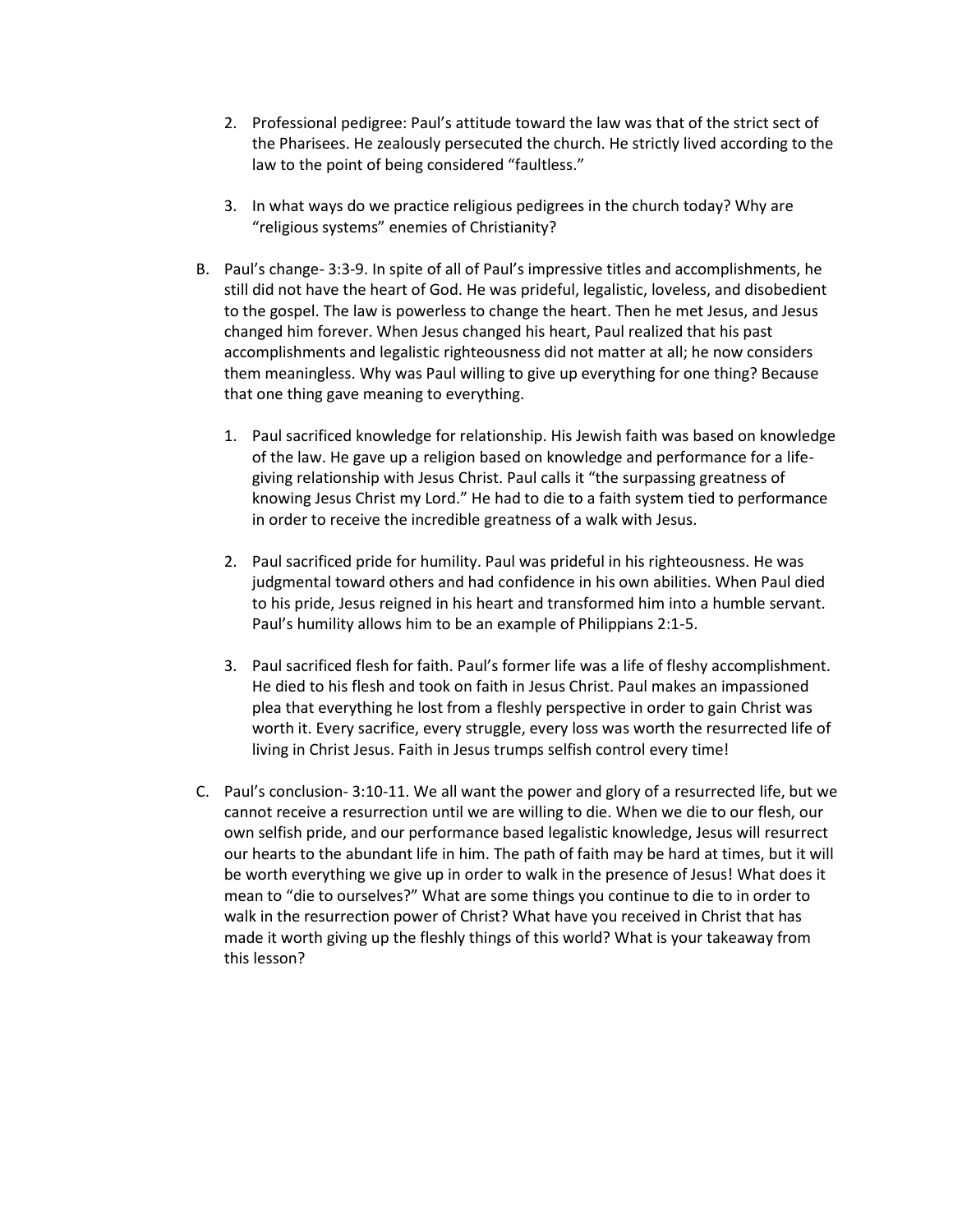2. Professional pedigree: Paul's attitude toward the law was that of the strict sect of the Pharisees. He zealously persecuted the church. He strictly lived according to the law to the point of being considered "faultless."

3. In what ways do we practice religious pedigrees in the church today? Why are "religious systems" enemies of Christianity?

B. Paul's change- 3:3-9. In spite of all of Paul's impressive titles and accomplishments, he still did not have the heart of God. He was prideful, legalistic, loveless, and disobedient to the gospel. The law is powerless to change the heart. Then he met Jesus, and Jesus changed him forever. When Jesus changed his heart, Paul realized that his past accomplishments and legalistic righteousness did not matter at all; he now considers them meaningless. Why was Paul willing to give up everything for one thing? Because that one thing gave meaning to everything.

   1. Paul sacrificed knowledge for relationship. His Jewish faith was based on knowledge of the law. He gave up a religion based on knowledge and performance for a life-giving relationship with Jesus Christ. Paul calls it "the surpassing greatness of knowing Jesus Christ my Lord." He had to die to a faith system tied to performance in order to receive the incredible greatness of a walk with Jesus.

   2. Paul sacrificed pride for humility. Paul was prideful in his righteousness. He was judgmental toward others and had confidence in his own abilities. When Paul died to his pride, Jesus reigned in his heart and transformed him into a humble servant. Paul's humility allows him to be an example of Philippians 2:1-5.

   3. Paul sacrificed flesh for faith. Paul's former life was a life of fleshy accomplishment. He died to his flesh and took on faith in Jesus Christ. Paul makes an impassioned plea that everything he lost from a fleshly perspective in order to gain Christ was worth it. Every sacrifice, every struggle, every loss was worth the resurrected life of living in Christ Jesus. Faith in Jesus trumps selfish control every time!

C. Paul's conclusion- 3:10-11. We all want the power and glory of a resurrected life, but we cannot receive a resurrection until we are willing to die. When we die to our flesh, our own selfish pride, and our performance based legalistic knowledge, Jesus will resurrect our hearts to the abundant life in him. The path of faith may be hard at times, but it will be worth everything we give up in order to walk in the presence of Jesus! What does it mean to "die to ourselves?" What are some things you continue to die to in order to walk in the resurrection power of Christ? What have you received in Christ that has made it worth giving up the fleshly things of this world? What is your takeaway from this lesson?